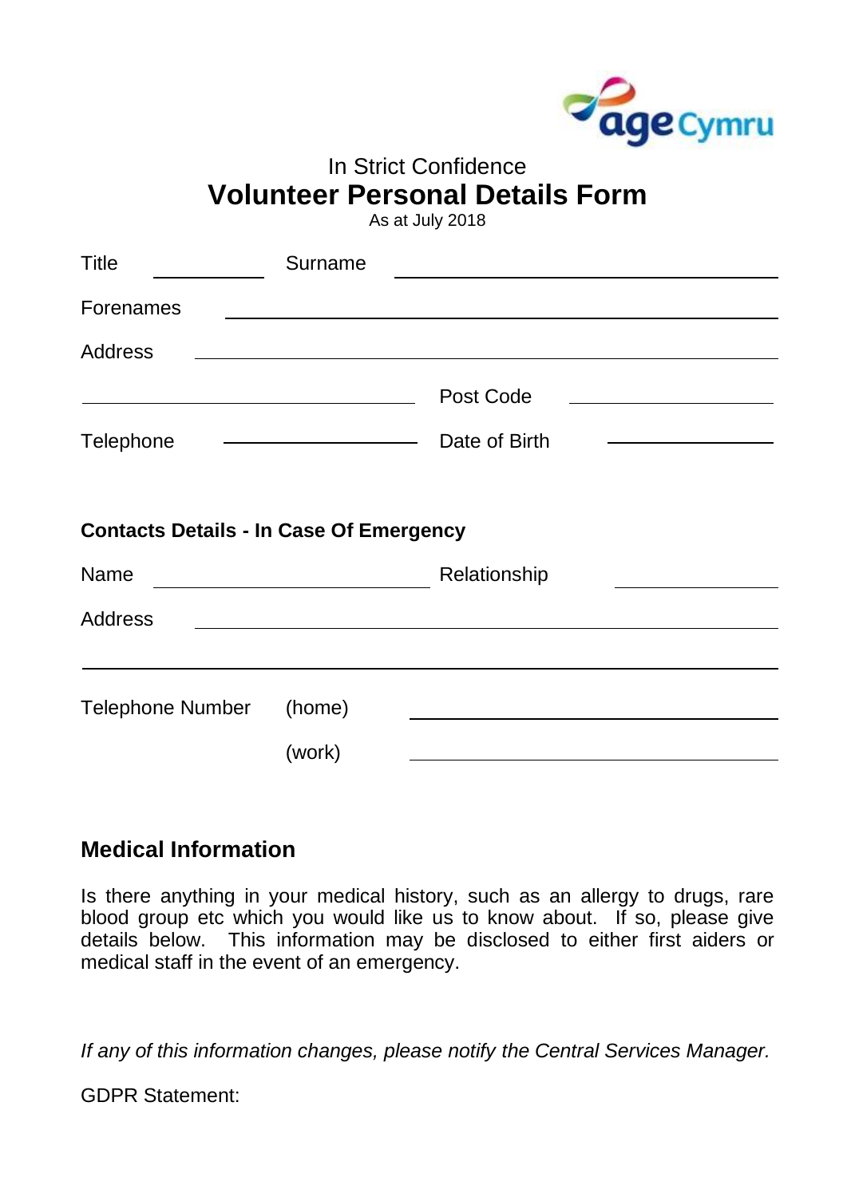In Strict Confidence

# Volunteer Personal Details Form

As at July 2018

Title ____________ Surname ________________________________________

Forenames ________________________________________________________

Address __________________________________________________________

_____________________________ Post Code ______________________

Telephone ____________________ Date of Birth ____________________

**Contacts Details - In Case Of Emergency**

Name ____________________________ Relationship ________________

Address __________________________________________________________

__________________________________________________________________

Telephone Number (home) ______________________________________

(work) ______________________________________

## Medical Information

Is there anything in your medical history, such as an allergy to drugs, rare blood group etc which you would like us to know about. If so, please give details below. This information may be disclosed to either first aiders or medical staff in the event of an emergency.

*If any of this information changes, please notify the Central Services Manager.*

GDPR Statement: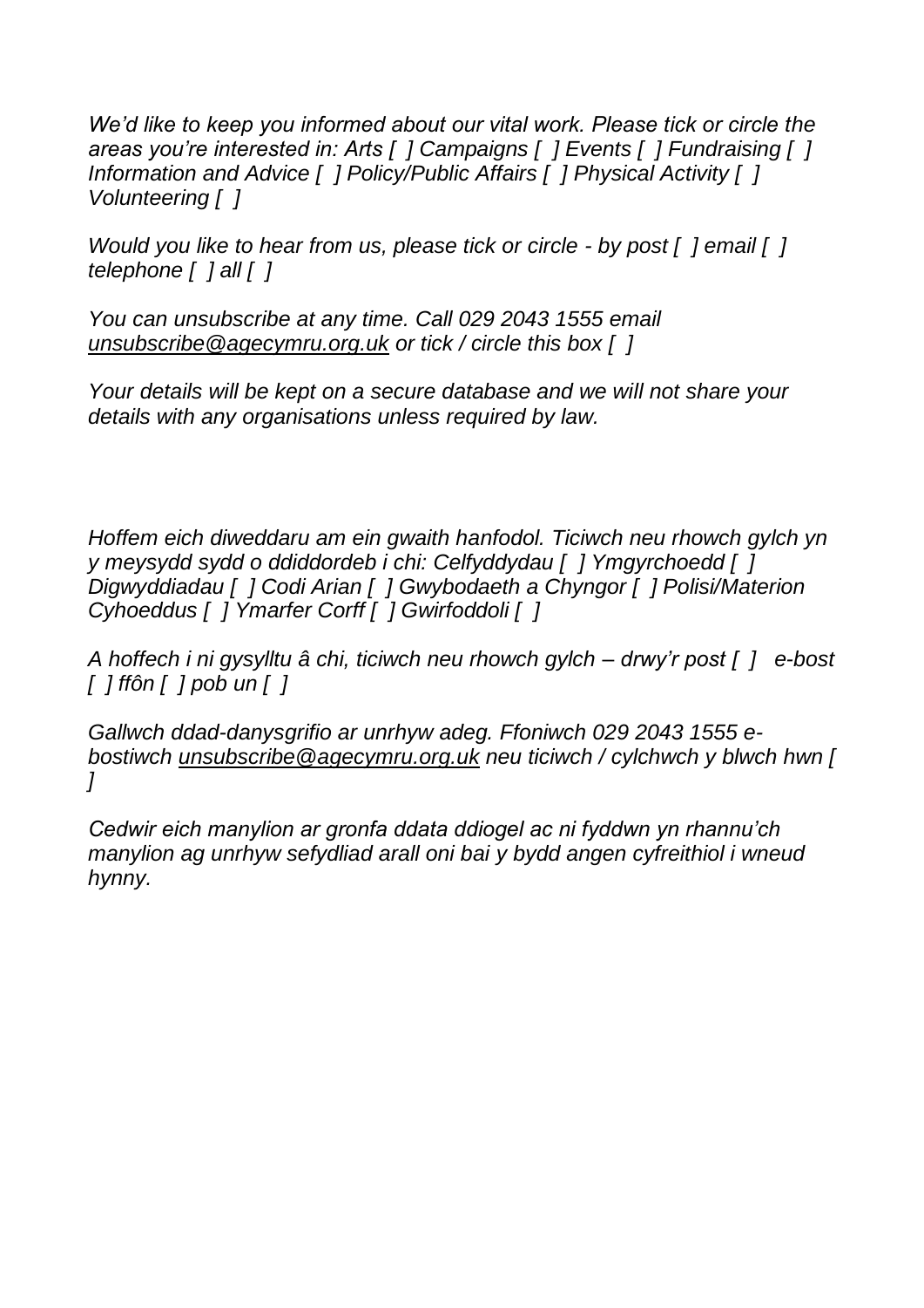*We'd like to keep you informed about our vital work. Please tick or circle the areas you're interested in: Arts [ ] Campaigns [ ] Events [ ] Fundraising [ ] Information and Advice [ ] Policy/Public Affairs [ ] Physical Activity [ ] Volunteering [ ]*

*Would you like to hear from us, please tick or circle - by post [ ] email [ ] telephone [ ] all [ ]*

*You can unsubscribe at any time. Call 029 2043 1555 email unsubscribe@agecymru.org.uk or tick / circle this box [ ]*

*Your details will be kept on a secure database and we will not share your details with any organisations unless required by law.*

*Hoffem eich diweddaru am ein gwaith hanfodol. Ticiwch neu rhowch gylch yn y meysydd sydd o ddiddordeb i chi: Celfyddydau [ ] Ymgyrchoedd [ ] Digwyddiadau [ ] Codi Arian [ ] Gwybodaeth a Chyngor [ ] Polisi/Materion Cyhoeddus [ ] Ymarfer Corff [ ] Gwirfoddoli [ ]*

*A hoffech i ni gysylltu â chi, ticiwch neu rhowch gylch – drwy'r post [ ] e-bost [ ] ffôn [ ] pob un [ ]*

*Gallwch ddad-danysgrifio ar unrhyw adeg. Ffoniwch 029 2043 1555 e-bostiwch unsubscribe@agecymru.org.uk neu ticiwch / cylchwch y blwch hwn [ ]*

*Cedwir eich manylion ar gronfa ddata ddiogel ac ni fyddwn yn rhannu'ch manylion ag unrhyw sefydliad arall oni bai y bydd angen cyfreithiol i wneud hynny.*